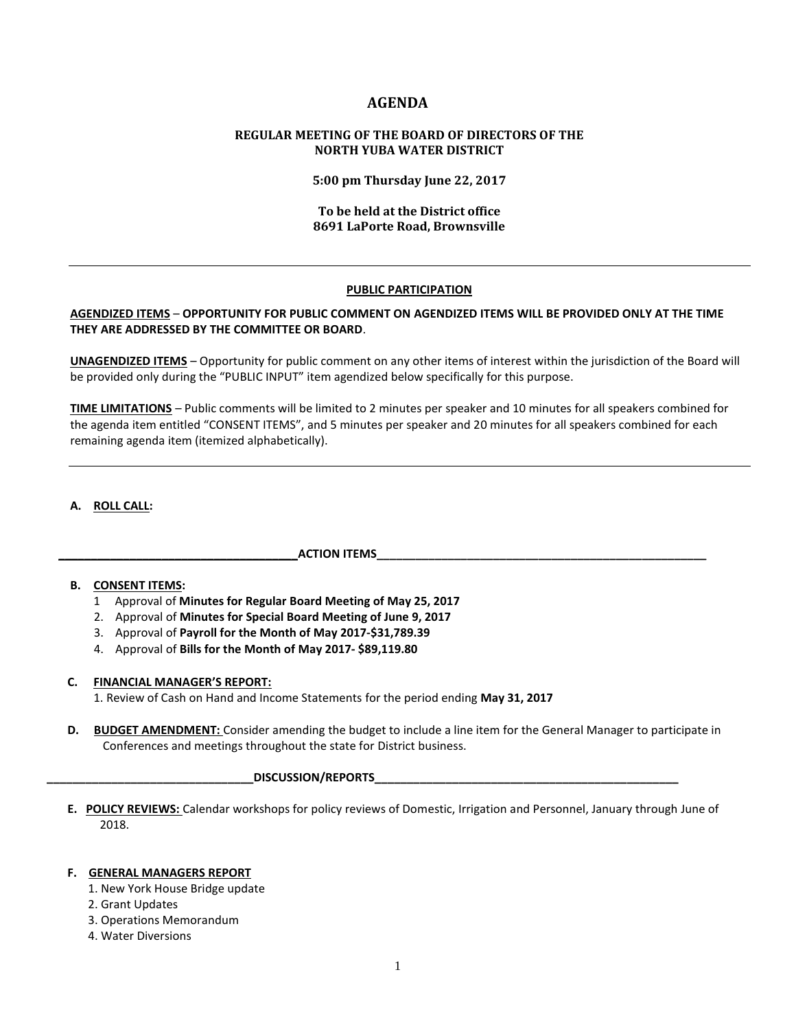# AGENDA

### REGULAR MEETING OF THE BOARD OF DIRECTORS OF THE NORTH YUBA WATER DISTRICT

**5:00 pm Thursday June 22, 2017**

**To be held at the District office**
**8691 LaPorte Road, Brownsville**

---

**PUBLIC PARTICIPATION**

**AGENDIZED ITEMS – OPPORTUNITY FOR PUBLIC COMMENT ON AGENDIZED ITEMS WILL BE PROVIDED ONLY AT THE TIME THEY ARE ADDRESSED BY THE COMMITTEE OR BOARD**.

**UNAGENDIZED ITEMS** – Opportunity for public comment on any other items of interest within the jurisdiction of the Board will be provided only during the "PUBLIC INPUT" item agendized below specifically for this purpose.

**TIME LIMITATIONS** – Public comments will be limited to 2 minutes per speaker and 10 minutes for all speakers combined for the agenda item entitled "CONSENT ITEMS", and 5 minutes per speaker and 20 minutes for all speakers combined for each remaining agenda item (itemized alphabetically).

---

**A. ROLL CALL:**

**ACTION ITEMS**

**B. CONSENT ITEMS:**

1. Approval of **Minutes for Regular Board Meeting of May 25, 2017**
2. Approval of **Minutes for Special Board Meeting of June 9, 2017**
3. Approval of **Payroll for the Month of May 2017-$31,789.39**
4. Approval of **Bills for the Month of May 2017- $89,119.80**

**C. FINANCIAL MANAGER'S REPORT:**

1. Review of Cash on Hand and Income Statements for the period ending **May 31, 2017**

**D. BUDGET AMENDMENT:** Consider amending the budget to include a line item for the General Manager to participate in Conferences and meetings throughout the state for District business.

**DISCUSSION/REPORTS**

**E. POLICY REVIEWS:** Calendar workshops for policy reviews of Domestic, Irrigation and Personnel, January through June of 2018.

**F. GENERAL MANAGERS REPORT**

1. New York House Bridge update
2. Grant Updates
3. Operations Memorandum
4. Water Diversions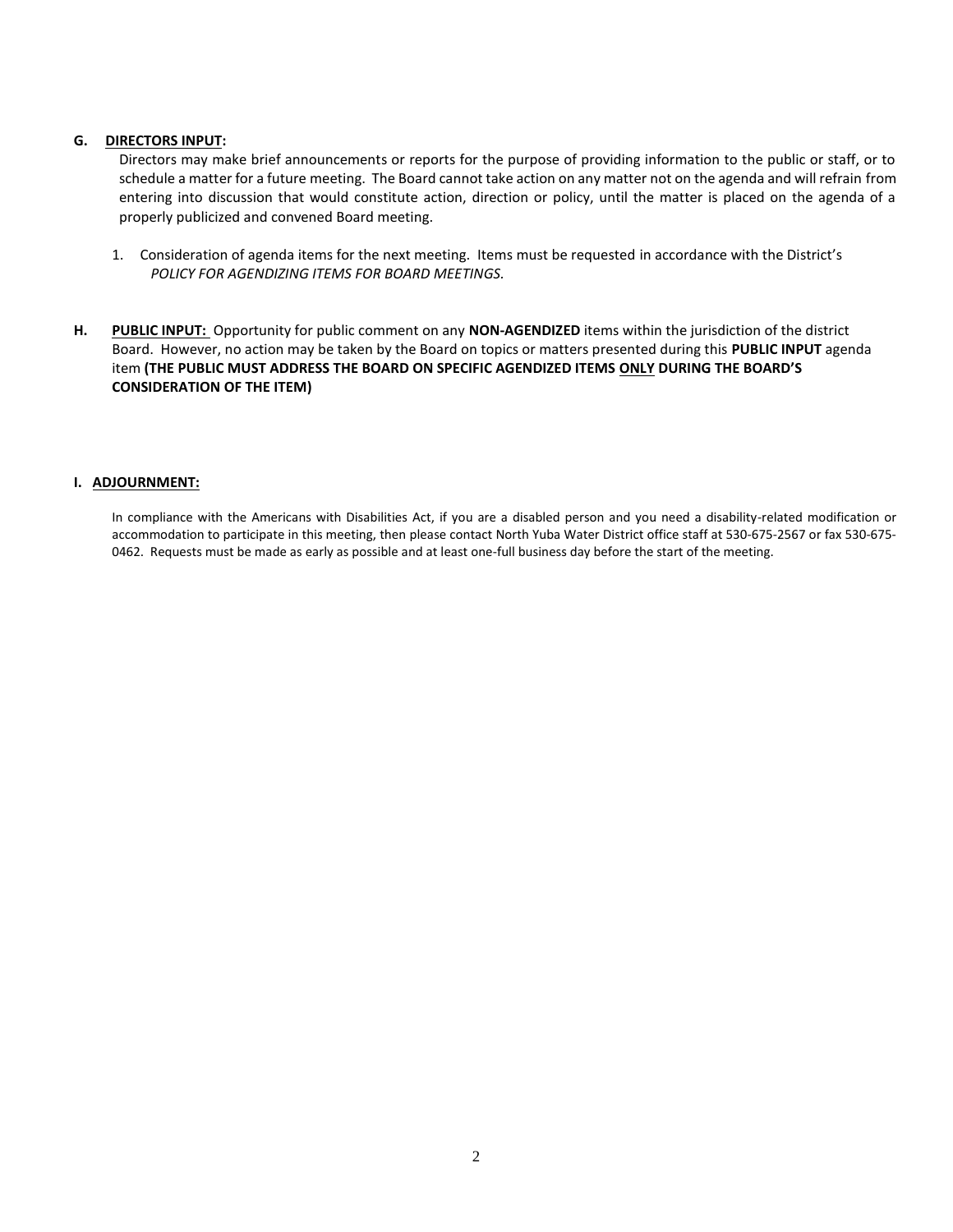**G. <u>DIRECTORS INPUT</u>:**

Directors may make brief announcements or reports for the purpose of providing information to the public or staff, or to schedule a matter for a future meeting. The Board cannot take action on any matter not on the agenda and will refrain from entering into discussion that would constitute action, direction or policy, until the matter is placed on the agenda of a properly publicized and convened Board meeting.

1. Consideration of agenda items for the next meeting. Items must be requested in accordance with the District's *POLICY FOR AGENDIZING ITEMS FOR BOARD MEETINGS.*

**H. <u>PUBLIC INPUT:</u>** Opportunity for public comment on any **NON-AGENDIZED** items within the jurisdiction of the district Board. However, no action may be taken by the Board on topics or matters presented during this **PUBLIC INPUT** agenda item **(THE PUBLIC MUST ADDRESS THE BOARD ON SPECIFIC AGENDIZED ITEMS <u>ONLY</u> DURING THE BOARD'S CONSIDERATION OF THE ITEM)**

**I. <u>ADJOURNMENT:</u>**

In compliance with the Americans with Disabilities Act, if you are a disabled person and you need a disability-related modification or accommodation to participate in this meeting, then please contact North Yuba Water District office staff at 530-675-2567 or fax 530-675-0462. Requests must be made as early as possible and at least one-full business day before the start of the meeting.